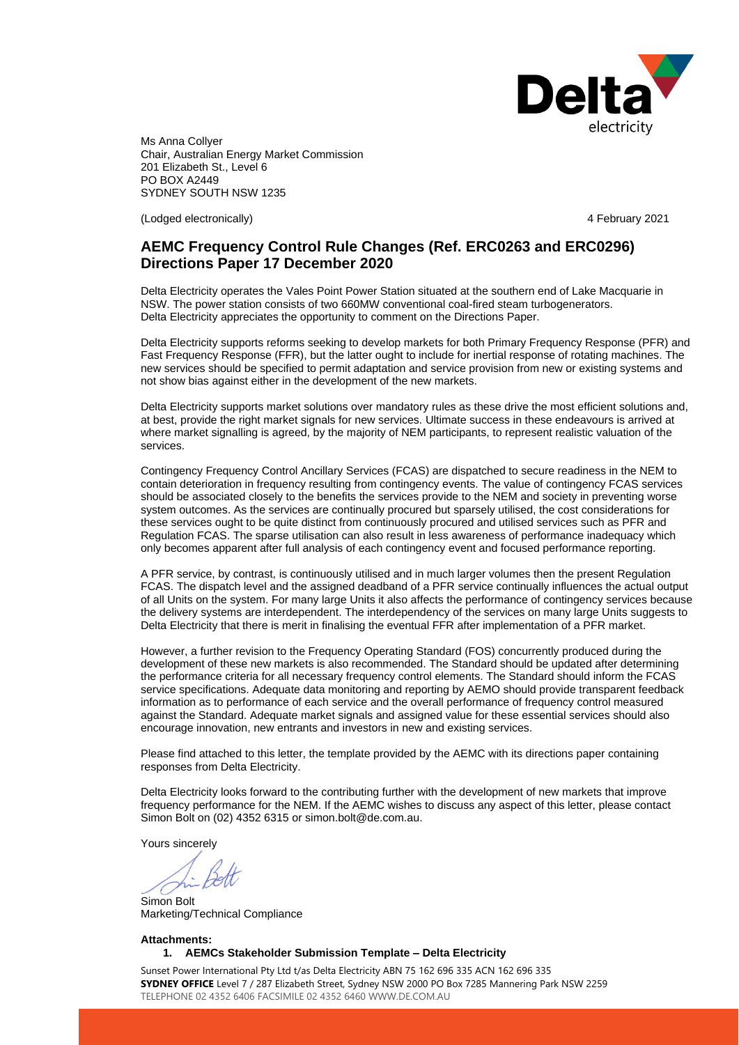Delta electricity

Ms Anna Collyer
Chair, Australian Energy Market Commission
201 Elizabeth St., Level 6
PO BOX A2449
SYDNEY SOUTH NSW 1235

(Lodged electronically) 4 February 2021

## AEMC Frequency Control Rule Changes (Ref. ERC0263 and ERC0296) Directions Paper 17 December 2020

Delta Electricity operates the Vales Point Power Station situated at the southern end of Lake Macquarie in NSW. The power station consists of two 660MW conventional coal-fired steam turbogenerators. Delta Electricity appreciates the opportunity to comment on the Directions Paper.

Delta Electricity supports reforms seeking to develop markets for both Primary Frequency Response (PFR) and Fast Frequency Response (FFR), but the latter ought to include for inertial response of rotating machines. The new services should be specified to permit adaptation and service provision from new or existing systems and not show bias against either in the development of the new markets.

Delta Electricity supports market solutions over mandatory rules as these drive the most efficient solutions and, at best, provide the right market signals for new services. Ultimate success in these endeavours is arrived at where market signalling is agreed, by the majority of NEM participants, to represent realistic valuation of the services.

Contingency Frequency Control Ancillary Services (FCAS) are dispatched to secure readiness in the NEM to contain deterioration in frequency resulting from contingency events. The value of contingency FCAS services should be associated closely to the benefits the services provide to the NEM and society in preventing worse system outcomes. As the services are continually procured but sparsely utilised, the cost considerations for these services ought to be quite distinct from continuously procured and utilised services such as PFR and Regulation FCAS. The sparse utilisation can also result in less awareness of performance inadequacy which only becomes apparent after full analysis of each contingency event and focused performance reporting.

A PFR service, by contrast, is continuously utilised and in much larger volumes then the present Regulation FCAS. The dispatch level and the assigned deadband of a PFR service continually influences the actual output of all Units on the system. For many large Units it also affects the performance of contingency services because the delivery systems are interdependent. The interdependency of the services on many large Units suggests to Delta Electricity that there is merit in finalising the eventual FFR after implementation of a PFR market.

However, a further revision to the Frequency Operating Standard (FOS) concurrently produced during the development of these new markets is also recommended. The Standard should be updated after determining the performance criteria for all necessary frequency control elements. The Standard should inform the FCAS service specifications. Adequate data monitoring and reporting by AEMO should provide transparent feedback information as to performance of each service and the overall performance of frequency control measured against the Standard. Adequate market signals and assigned value for these essential services should also encourage innovation, new entrants and investors in new and existing services.

Please find attached to this letter, the template provided by the AEMC with its directions paper containing responses from Delta Electricity.

Delta Electricity looks forward to the contributing further with the development of new markets that improve frequency performance for the NEM. If the AEMC wishes to discuss any aspect of this letter, please contact Simon Bolt on (02) 4352 6315 or simon.bolt@de.com.au.

Yours sincerely

Simon Bolt
Marketing/Technical Compliance

**Attachments:**

1. **AEMCs Stakeholder Submission Template – Delta Electricity**

Sunset Power International Pty Ltd t/as Delta Electricity ABN 75 162 696 335 ACN 162 696 335
**SYDNEY OFFICE** Level 7 / 287 Elizabeth Street, Sydney NSW 2000 PO Box 7285 Mannering Park NSW 2259
TELEPHONE 02 4352 6406 FACSIMILE 02 4352 6460 WWW.DE.COM.AU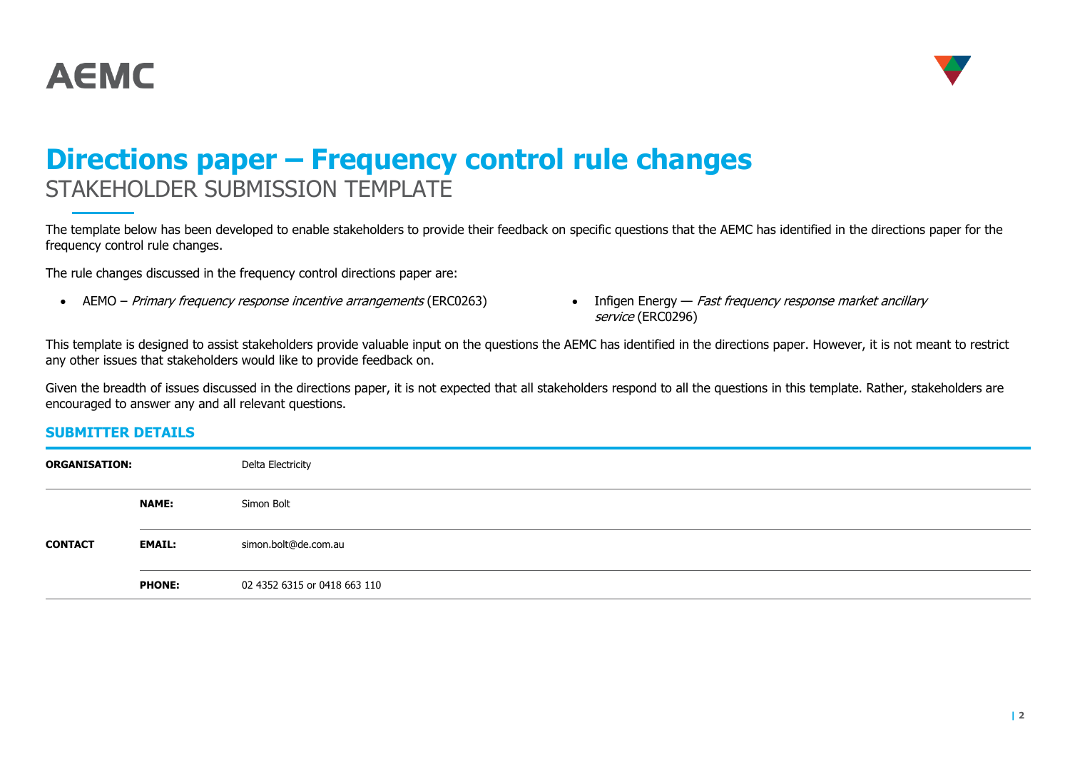# Directions paper – Frequency control rule changes

STAKEHOLDER SUBMISSION TEMPLATE

The template below has been developed to enable stakeholders to provide their feedback on specific questions that the AEMC has identified in the directions paper for the frequency control rule changes.

The rule changes discussed in the frequency control directions paper are:

- AEMO – *Primary frequency response incentive arrangements* (ERC0263)
- Infigen Energy — *Fast frequency response market ancillary service* (ERC0296)

This template is designed to assist stakeholders provide valuable input on the questions the AEMC has identified in the directions paper. However, it is not meant to restrict any other issues that stakeholders would like to provide feedback on.

Given the breadth of issues discussed in the directions paper, it is not expected that all stakeholders respond to all the questions in this template. Rather, stakeholders are encouraged to answer any and all relevant questions.

## SUBMITTER DETAILS

| | | |
|---|---|---|
| **ORGANISATION:** | | Delta Electricity |
| **CONTACT** | **NAME:** | Simon Bolt |
| | **EMAIL:** | simon.bolt@de.com.au |
| | **PHONE:** | 02 4352 6315 or 0418 663 110 |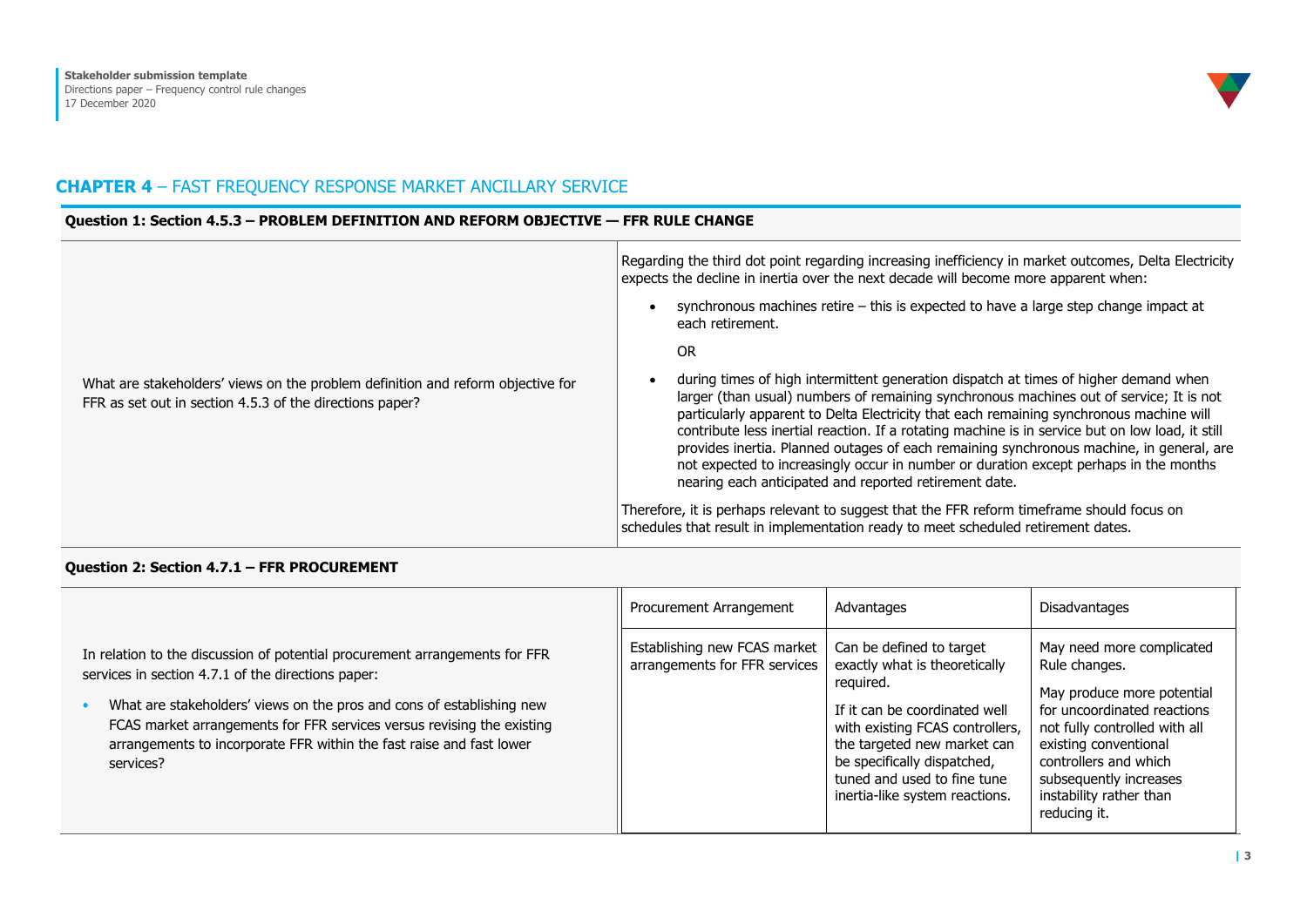## **CHAPTER 4** – FAST FREQUENCY RESPONSE MARKET ANCILLARY SERVICE

**Question 1: Section 4.5.3 – PROBLEM DEFINITION AND REFORM OBJECTIVE — FFR RULE CHANGE**

| | |
|---|---|
| What are stakeholders' views on the problem definition and reform objective for FFR as set out in section 4.5.3 of the directions paper? | Regarding the third dot point regarding increasing inefficiency in market outcomes, Delta Electricity expects the decline in inertia over the next decade will become more apparent when:<br>• synchronous machines retire – this is expected to have a large step change impact at each retirement.<br>OR<br>• during times of high intermittent generation dispatch at times of higher demand when larger (than usual) numbers of remaining synchronous machines out of service; It is not particularly apparent to Delta Electricity that each remaining synchronous machine will contribute less inertial reaction. If a rotating machine is in service but on low load, it still provides inertia. Planned outages of each remaining synchronous machine, in general, are not expected to increasingly occur in number or duration except perhaps in the months nearing each anticipated and reported retirement date.<br>Therefore, it is perhaps relevant to suggest that the FFR reform timeframe should focus on schedules that result in implementation ready to meet scheduled retirement dates. |

**Question 2: Section 4.7.1 – FFR PROCUREMENT**

In relation to the discussion of potential procurement arrangements for FFR services in section 4.7.1 of the directions paper:

- What are stakeholders' views on the pros and cons of establishing new FCAS market arrangements for FFR services versus revising the existing arrangements to incorporate FFR within the fast raise and fast lower services?

| Procurement Arrangement | Advantages | Disadvantages |
|---|---|---|
| Establishing new FCAS market arrangements for FFR services | Can be defined to target exactly what is theoretically required.<br>If it can be coordinated well with existing FCAS controllers, the targeted new market can be specifically dispatched, tuned and used to fine tune inertia-like system reactions. | May need more complicated Rule changes.<br>May produce more potential for uncoordinated reactions not fully controlled with all existing conventional controllers and which subsequently increases instability rather than reducing it. |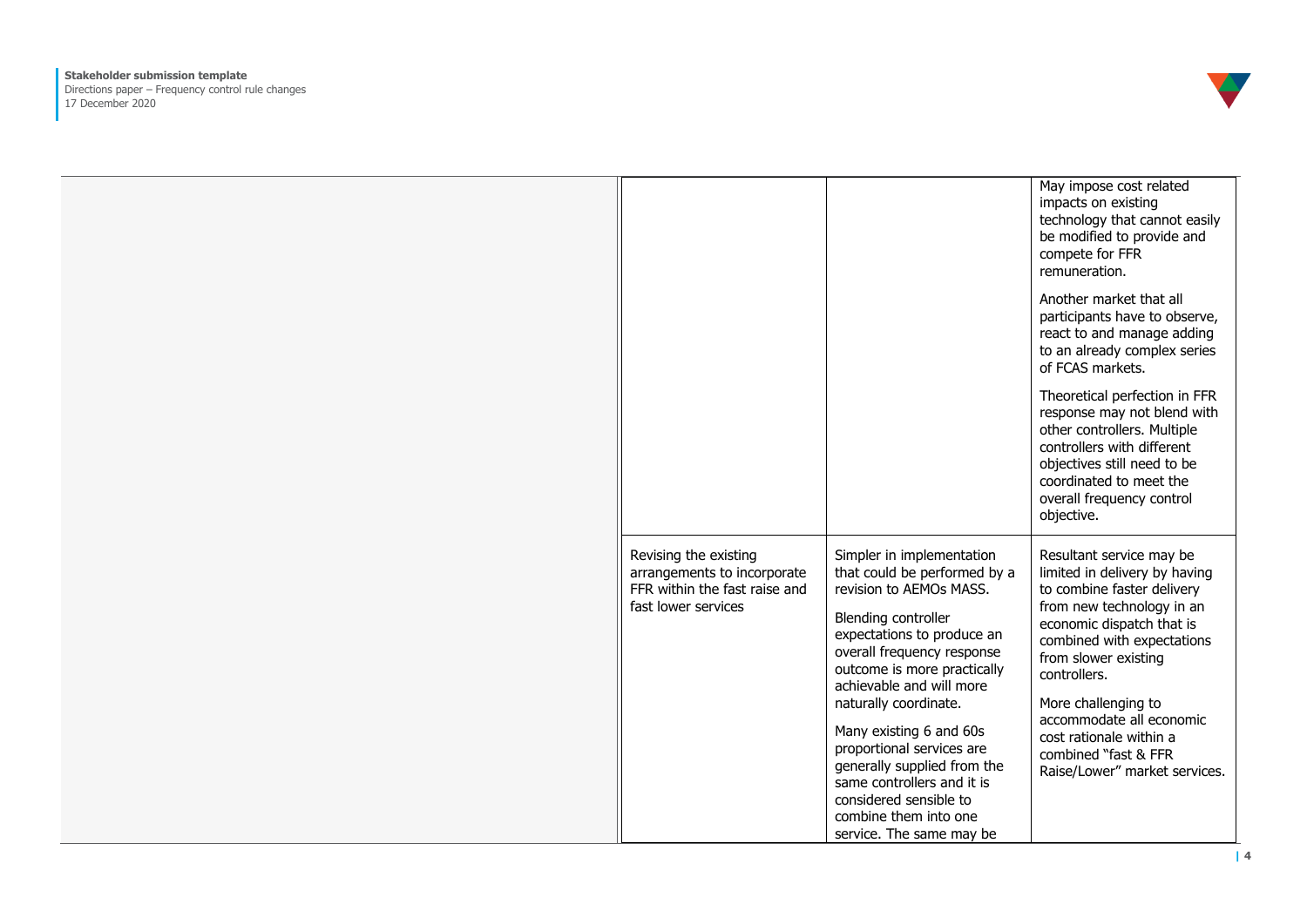| | | | |
|---|---|---|---|
| | | | May impose cost related impacts on existing technology that cannot easily be modified to provide and compete for FFR remuneration.<br><br>Another market that all participants have to observe, react to and manage adding to an already complex series of FCAS markets.<br><br>Theoretical perfection in FFR response may not blend with other controllers. Multiple controllers with different objectives still need to be coordinated to meet the overall frequency control objective. |
| | Revising the existing arrangements to incorporate FFR within the fast raise and fast lower services | Simpler in implementation that could be performed by a revision to AEMOs MASS.<br><br>Blending controller expectations to produce an overall frequency response outcome is more practically achievable and will more naturally coordinate.<br><br>Many existing 6 and 60s proportional services are generally supplied from the same controllers and it is considered sensible to combine them into one service. The same may be | Resultant service may be limited in delivery by having to combine faster delivery from new technology in an economic dispatch that is combined with expectations from slower existing controllers.<br><br>More challenging to accommodate all economic cost rationale within a combined "fast & FFR Raise/Lower" market services. |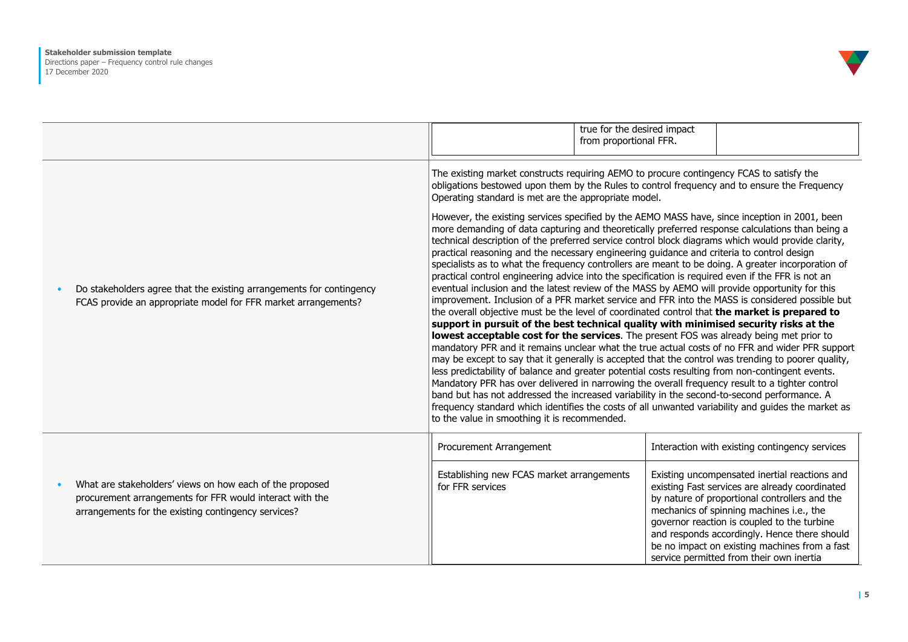| | | | |
|---|---|---|---|
| | | true for the desired impact from proportional FFR. | |

| | |
|---|---|
| • Do stakeholders agree that the existing arrangements for contingency FCAS provide an appropriate model for FFR market arrangements? | The existing market constructs requiring AEMO to procure contingency FCAS to satisfy the obligations bestowed upon them by the Rules to control frequency and to ensure the Frequency Operating standard is met are the appropriate model.<br><br>However, the existing services specified by the AEMO MASS have, since inception in 2001, been more demanding of data capturing and theoretically preferred response calculations than being a technical description of the preferred service control block diagrams which would provide clarity, practical reasoning and the necessary engineering guidance and criteria to control design specialists as to what the frequency controllers are meant to be doing. A greater incorporation of practical control engineering advice into the specification is required even if the FFR is not an eventual inclusion and the latest review of the MASS by AEMO will provide opportunity for this improvement. Inclusion of a PFR market service and FFR into the MASS is considered possible but the overall objective must be the level of coordinated control that **the market is prepared to support in pursuit of the best technical quality with minimised security risks at the lowest acceptable cost for the services**. The present FOS was already being met prior to mandatory PFR and it remains unclear what the true actual costs of no FFR and wider PFR support may be except to say that it generally is accepted that the control was trending to poorer quality, less predictability of balance and greater potential costs resulting from non-contingent events. Mandatory PFR has over delivered in narrowing the overall frequency result to a tighter control band but has not addressed the increased variability in the second-to-second performance. A frequency standard which identifies the costs of all unwanted variability and guides the market as to the value in smoothing it is recommended. |

| | Procurement Arrangement | Interaction with existing contingency services |
|---|---|---|
| • What are stakeholders' views on how each of the proposed procurement arrangements for FFR would interact with the arrangements for the existing contingency services? | Establishing new FCAS market arrangements for FFR services | Existing uncompensated inertial reactions and existing Fast services are already coordinated by nature of proportional controllers and the mechanics of spinning machines i.e., the governor reaction is coupled to the turbine and responds accordingly. Hence there should be no impact on existing machines from a fast service permitted from their own inertia |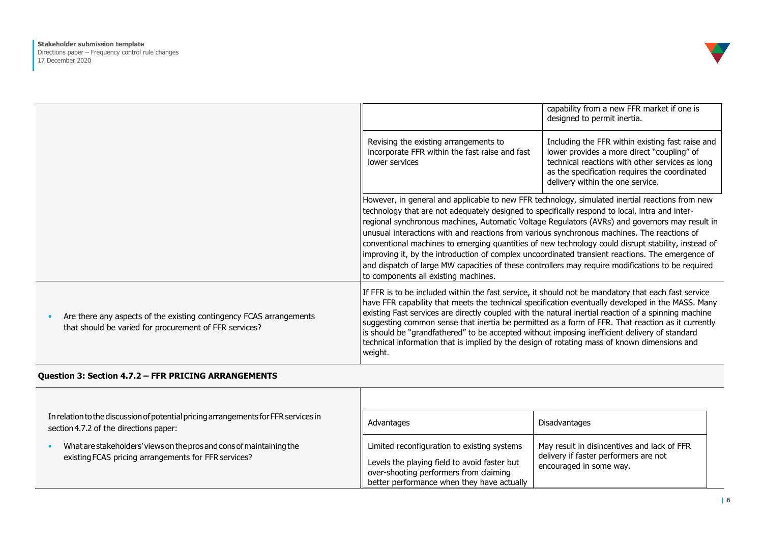| | |
|---|---|
| | capability from a new FFR market if one is designed to permit inertia. |
| Revising the existing arrangements to incorporate FFR within the fast raise and fast lower services | Including the FFR within existing fast raise and lower provides a more direct "coupling" of technical reactions with other services as long as the specification requires the coordinated delivery within the one service. |

However, in general and applicable to new FFR technology, simulated inertial reactions from new technology that are not adequately designed to specifically respond to local, intra and inter-regional synchronous machines, Automatic Voltage Regulators (AVRs) and governors may result in unusual interactions with and reactions from various synchronous machines. The reactions of conventional machines to emerging quantities of new technology could disrupt stability, instead of improving it, by the introduction of complex uncoordinated transient reactions. The emergence of and dispatch of large MW capacities of these controllers may require modifications to be required to components all existing machines.

- Are there any aspects of the existing contingency FCAS arrangements that should be varied for procurement of FFR services?

If FFR is to be included within the fast service, it should not be mandatory that each fast service have FFR capability that meets the technical specification eventually developed in the MASS. Many existing Fast services are directly coupled with the natural inertial reaction of a spinning machine suggesting common sense that inertia be permitted as a form of FFR. That reaction as it currently is should be "grandfathered" to be accepted without imposing inefficient delivery of standard technical information that is implied by the design of rotating mass of known dimensions and weight.

**Question 3: Section 4.7.2 – FFR PRICING ARRANGEMENTS**

In relation to the discussion of potential pricing arrangements for FFR services in section 4.7.2 of the directions paper:

- What are stakeholders' views on the pros and cons of maintaining the existing FCAS pricing arrangements for FFR services?

| Advantages | Disadvantages |
|---|---|
| Limited reconfiguration to existing systems<br><br>Levels the playing field to avoid faster but over-shooting performers from claiming better performance when they have actually | May result in disincentives and lack of FFR delivery if faster performers are not encouraged in some way. |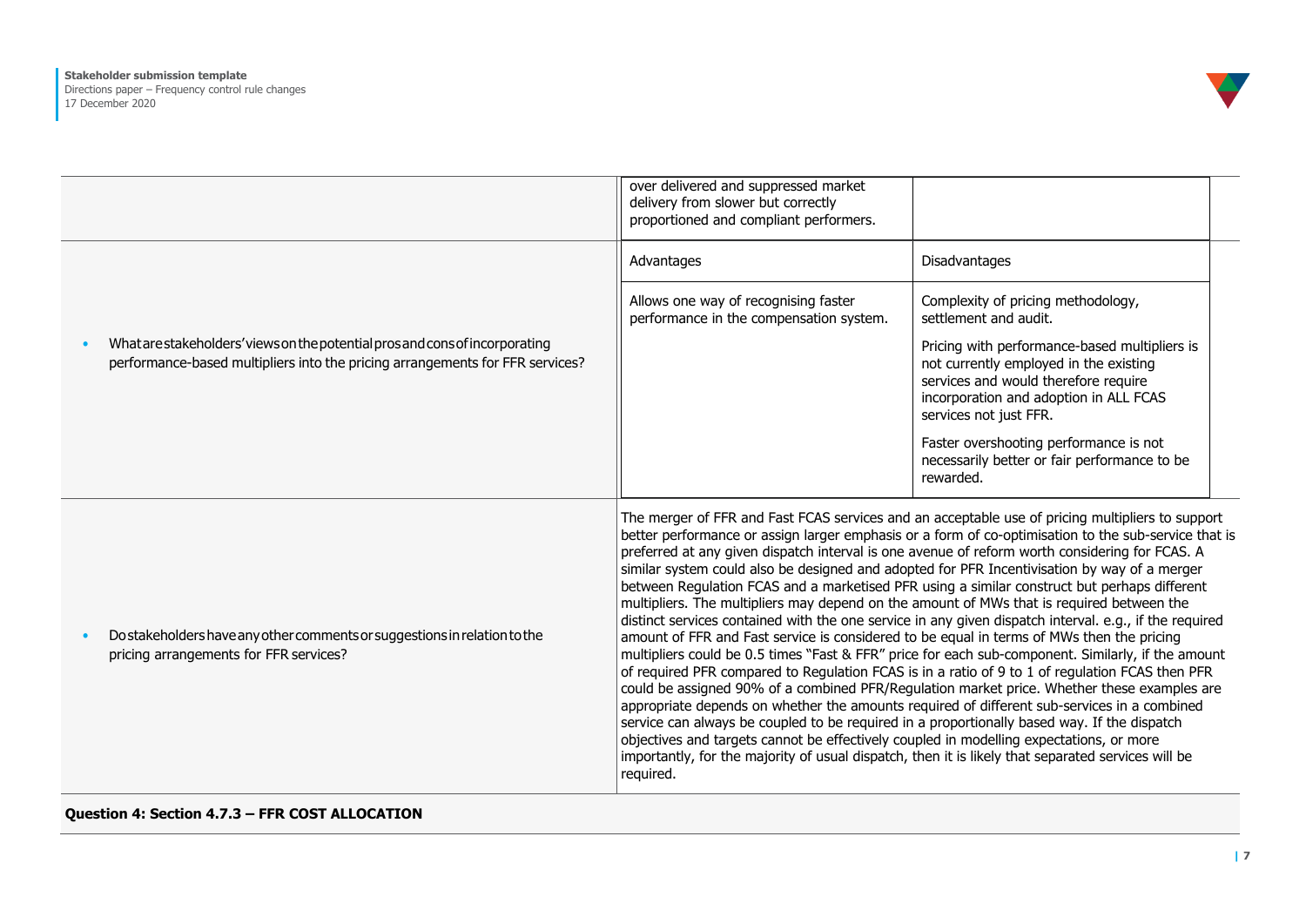| | | |
|---|---|---|
| | over delivered and suppressed market delivery from slower but correctly proportioned and compliant performers. | |
| • What are stakeholders' views on the potential pros and cons of incorporating performance-based multipliers into the pricing arrangements for FFR services? | Advantages | Disadvantages |
| | Allows one way of recognising faster performance in the compensation system. | Complexity of pricing methodology, settlement and audit.<br><br>Pricing with performance-based multipliers is not currently employed in the existing services and would therefore require incorporation and adoption in ALL FCAS services not just FFR.<br><br>Faster overshooting performance is not necessarily better or fair performance to be rewarded. |
| • Do stakeholders have any other comments or suggestions in relation to the pricing arrangements for FFR services? | The merger of FFR and Fast FCAS services and an acceptable use of pricing multipliers to support better performance or assign larger emphasis or a form of co-optimisation to the sub-service that is preferred at any given dispatch interval is one avenue of reform worth considering for FCAS. A similar system could also be designed and adopted for PFR Incentivisation by way of a merger between Regulation FCAS and a marketised PFR using a similar construct but perhaps different multipliers. The multipliers may depend on the amount of MWs that is required between the distinct services contained with the one service in any given dispatch interval. e.g., if the required amount of FFR and Fast service is considered to be equal in terms of MWs then the pricing multipliers could be 0.5 times "Fast & FFR" price for each sub-component. Similarly, if the amount of required PFR compared to Regulation FCAS is in a ratio of 9 to 1 of regulation FCAS then PFR could be assigned 90% of a combined PFR/Regulation market price. Whether these examples are appropriate depends on whether the amounts required of different sub-services in a combined service can always be coupled to be required in a proportionally based way. If the dispatch objectives and targets cannot be effectively coupled in modelling expectations, or more importantly, for the majority of usual dispatch, then it is likely that separated services will be required. | |

**Question 4: Section 4.7.3 – FFR COST ALLOCATION**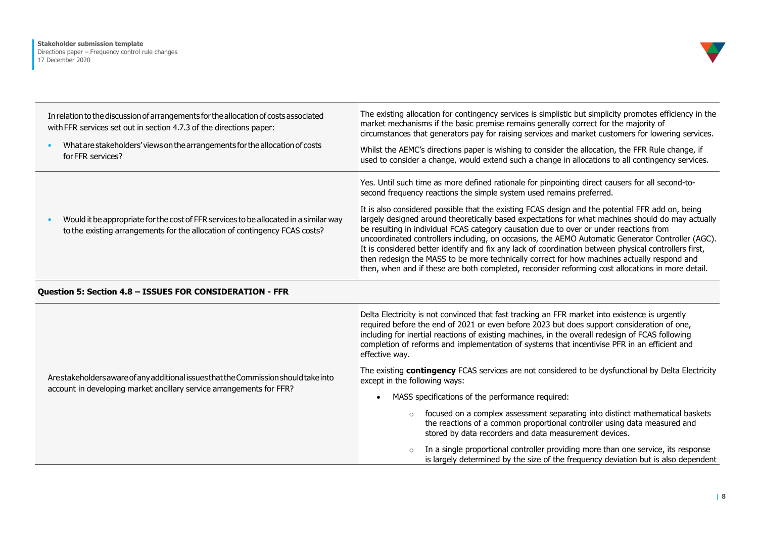| | |
|---|---|
| In relation to the discussion of arrangements for the allocation of costs associated with FFR services set out in section 4.7.3 of the directions paper:<br><br>• What are stakeholders' views on the arrangements for the allocation of costs for FFR services? | The existing allocation for contingency services is simplistic but simplicity promotes efficiency in the market mechanisms if the basic premise remains generally correct for the majority of circumstances that generators pay for raising services and market customers for lowering services.<br><br>Whilst the AEMC's directions paper is wishing to consider the allocation, the FFR Rule change, if used to consider a change, would extend such a change in allocations to all contingency services. |
| • Would it be appropriate for the cost of FFR services to be allocated in a similar way to the existing arrangements for the allocation of contingency FCAS costs? | Yes. Until such time as more defined rationale for pinpointing direct causers for all second-to-second frequency reactions the simple system used remains preferred.<br><br>It is also considered possible that the existing FCAS design and the potential FFR add on, being largely designed around theoretically based expectations for what machines should do may actually be resulting in individual FCAS category causation due to over or under reactions from uncoordinated controllers including, on occasions, the AEMO Automatic Generator Controller (AGC). It is considered better identify and fix any lack of coordination between physical controllers first, then redesign the MASS to be more technically correct for how machines actually respond and then, when and if these are both completed, reconsider reforming cost allocations in more detail. |
| **Question 5: Section 4.8 – ISSUES FOR CONSIDERATION - FFR** | |
| Are stakeholders aware of any additional issues that the Commission should take into account in developing market ancillary service arrangements for FFR? | Delta Electricity is not convinced that fast tracking an FFR market into existence is urgently required before the end of 2021 or even before 2023 but does support consideration of one, including for inertial reactions of existing machines, in the overall redesign of FCAS following completion of reforms and implementation of systems that incentivise PFR in an efficient and effective way.<br><br>The existing **contingency** FCAS services are not considered to be dysfunctional by Delta Electricity except in the following ways:<br><br>• MASS specifications of the performance required:<br>&nbsp;&nbsp;&nbsp;&nbsp;○ focused on a complex assessment separating into distinct mathematical baskets the reactions of a common proportional controller using data measured and stored by data recorders and data measurement devices.<br>&nbsp;&nbsp;&nbsp;&nbsp;○ In a single proportional controller providing more than one service, its response is largely determined by the size of the frequency deviation but is also dependent |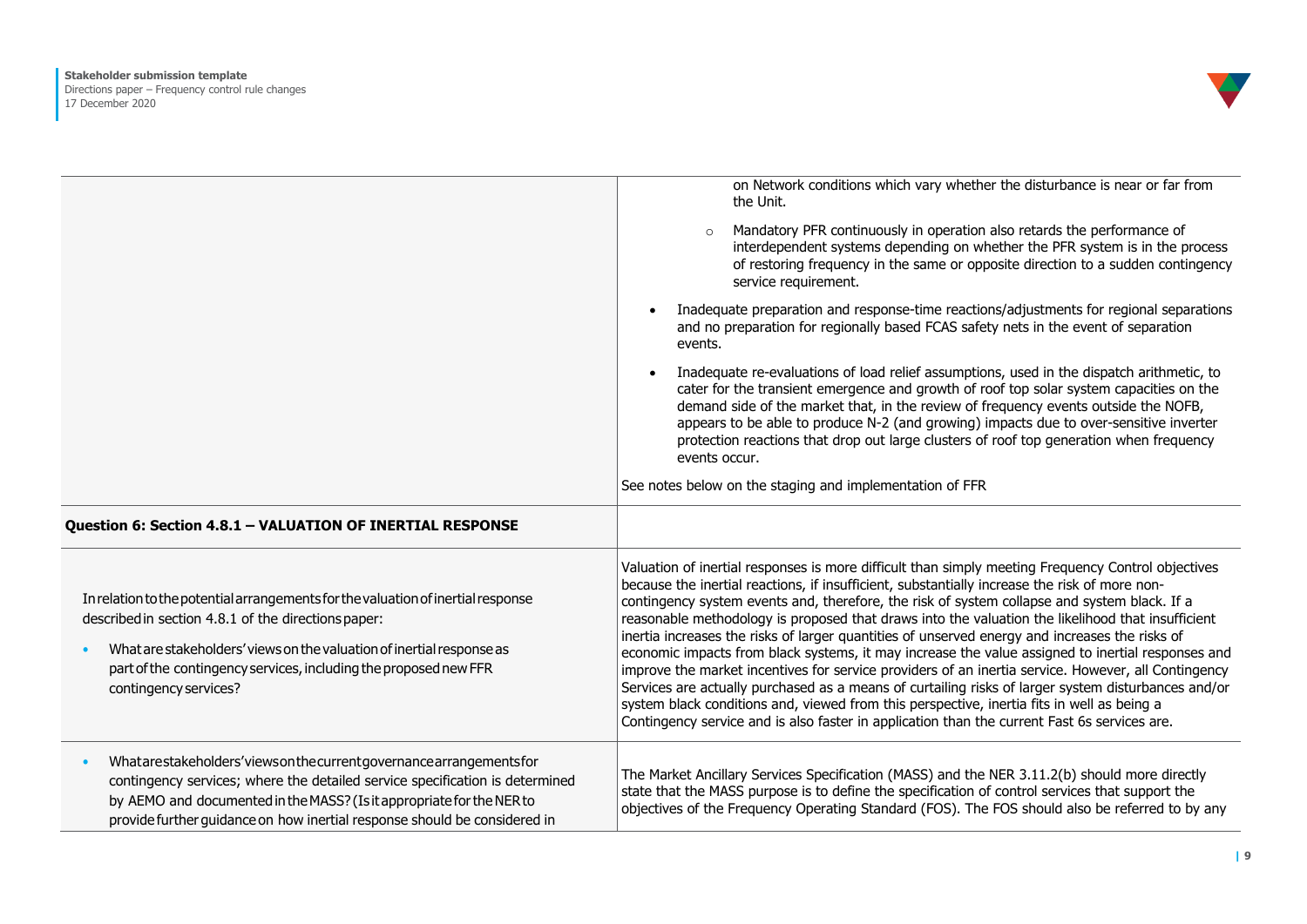| | |
|---|---|
| | on Network conditions which vary whether the disturbance is near or far from the Unit.<br>◦ Mandatory PFR continuously in operation also retards the performance of interdependent systems depending on whether the PFR system is in the process of restoring frequency in the same or opposite direction to a sudden contingency service requirement.<br>• Inadequate preparation and response-time reactions/adjustments for regional separations and no preparation for regionally based FCAS safety nets in the event of separation events.<br>• Inadequate re-evaluations of load relief assumptions, used in the dispatch arithmetic, to cater for the transient emergence and growth of roof top solar system capacities on the demand side of the market that, in the review of frequency events outside the NOFB, appears to be able to produce N-2 (and growing) impacts due to over-sensitive inverter protection reactions that drop out large clusters of roof top generation when frequency events occur.<br>See notes below on the staging and implementation of FFR |
| **Question 6: Section 4.8.1 – VALUATION OF INERTIAL RESPONSE** | |
| In relation to the potential arrangements for the valuation of inertial response described in section 4.8.1 of the directions paper:<br>• What are stakeholders' views on the valuation of inertial response as part of the contingency services, including the proposed new FFR contingency services? | Valuation of inertial responses is more difficult than simply meeting Frequency Control objectives because the inertial reactions, if insufficient, substantially increase the risk of more non-contingency system events and, therefore, the risk of system collapse and system black. If a reasonable methodology is proposed that draws into the valuation the likelihood that insufficient inertia increases the risks of larger quantities of unserved energy and increases the risks of economic impacts from black systems, it may increase the value assigned to inertial responses and improve the market incentives for service providers of an inertia service. However, all Contingency Services are actually purchased as a means of curtailing risks of larger system disturbances and/or system black conditions and, viewed from this perspective, inertia fits in well as being a Contingency service and is also faster in application than the current Fast 6s services are. |
| • What are stakeholders' views on the current governance arrangements for contingency services; where the detailed service specification is determined by AEMO and documented in the MASS? (Is it appropriate for the NER to provide further guidance on how inertial response should be considered in | The Market Ancillary Services Specification (MASS) and the NER 3.11.2(b) should more directly state that the MASS purpose is to define the specification of control services that support the objectives of the Frequency Operating Standard (FOS). The FOS should also be referred to by any |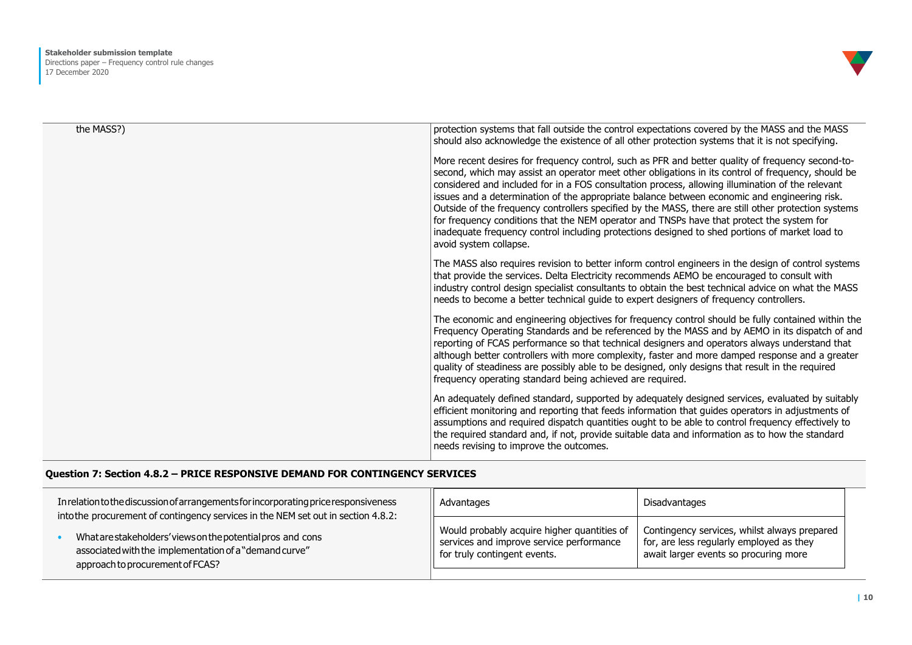| | |
|---|---|
| the MASS?) | protection systems that fall outside the control expectations covered by the MASS and the MASS should also acknowledge the existence of all other protection systems that it is not specifying.<br><br>More recent desires for frequency control, such as PFR and better quality of frequency second-to-second, which may assist an operator meet other obligations in its control of frequency, should be considered and included for in a FOS consultation process, allowing illumination of the relevant issues and a determination of the appropriate balance between economic and engineering risk. Outside of the frequency controllers specified by the MASS, there are still other protection systems for frequency conditions that the NEM operator and TNSPs have that protect the system for inadequate frequency control including protections designed to shed portions of market load to avoid system collapse.<br><br>The MASS also requires revision to better inform control engineers in the design of control systems that provide the services. Delta Electricity recommends AEMO be encouraged to consult with industry control design specialist consultants to obtain the best technical advice on what the MASS needs to become a better technical guide to expert designers of frequency controllers.<br><br>The economic and engineering objectives for frequency control should be fully contained within the Frequency Operating Standards and be referenced by the MASS and by AEMO in its dispatch of and reporting of FCAS performance so that technical designers and operators always understand that although better controllers with more complexity, faster and more damped response and a greater quality of steadiness are possibly able to be designed, only designs that result in the required frequency operating standard being achieved are required.<br><br>An adequately defined standard, supported by adequately designed services, evaluated by suitably efficient monitoring and reporting that feeds information that guides operators in adjustments of assumptions and required dispatch quantities ought to be able to control frequency effectively to the required standard and, if not, provide suitable data and information as to how the standard needs revising to improve the outcomes. |

**Question 7: Section 4.8.2 – PRICE RESPONSIVE DEMAND FOR CONTINGENCY SERVICES**

In relation to the discussion of arrangements for incorporating price responsiveness into the procurement of contingency services in the NEM set out in section 4.8.2:

- What are stakeholders' views on the potential pros and cons associated with the implementation of a "demand curve" approach to procurement of FCAS?

| Advantages | Disadvantages |
|---|---|
| Would probably acquire higher quantities of services and improve service performance for truly contingent events. | Contingency services, whilst always prepared for, are less regularly employed as they await larger events so procuring more |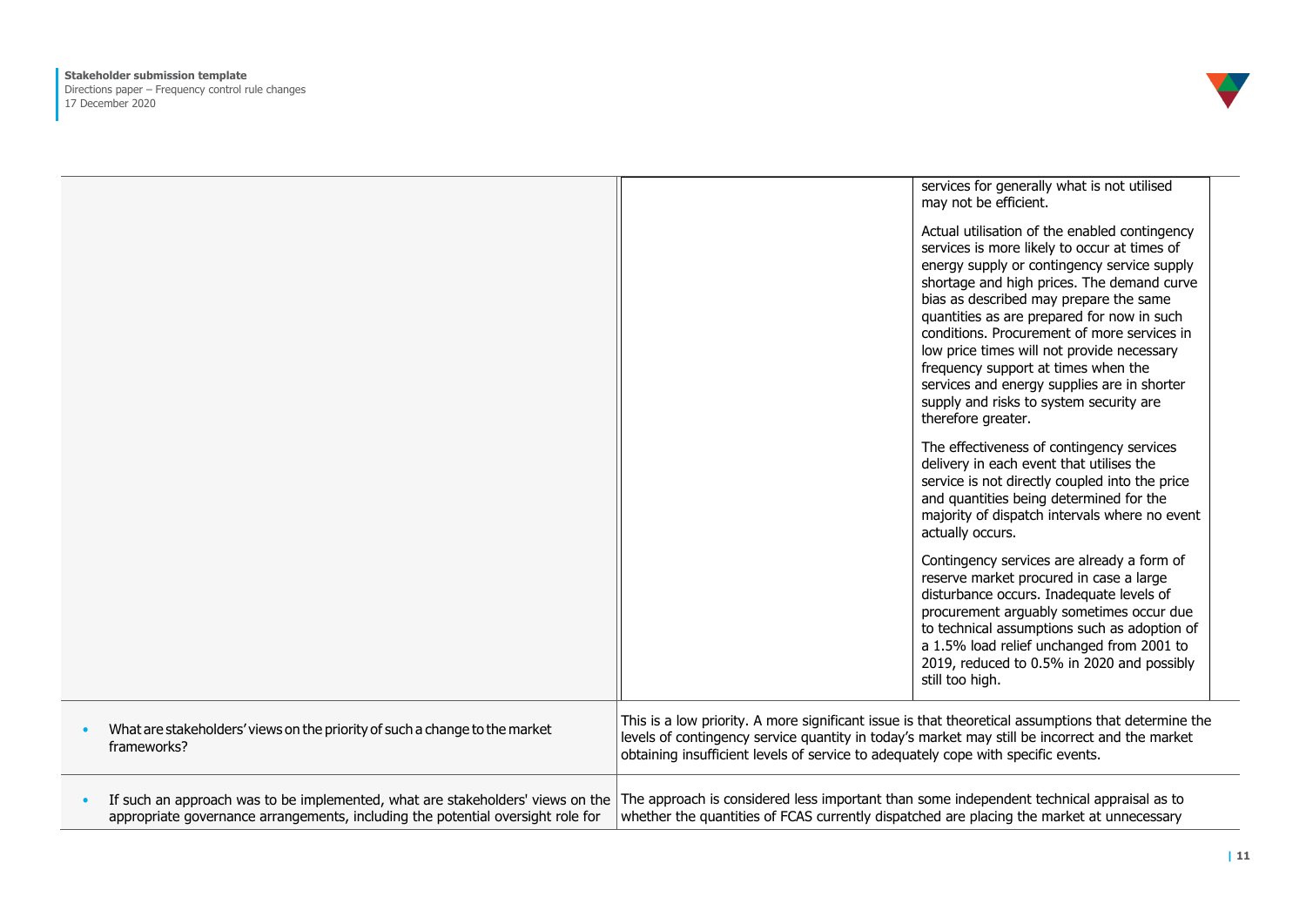| | | |
|---|---|---|
| | | services for generally what is not utilised may not be efficient.<br><br>Actual utilisation of the enabled contingency services is more likely to occur at times of energy supply or contingency service supply shortage and high prices. The demand curve bias as described may prepare the same quantities as are prepared for now in such conditions. Procurement of more services in low price times will not provide necessary frequency support at times when the services and energy supplies are in shorter supply and risks to system security are therefore greater.<br><br>The effectiveness of contingency services delivery in each event that utilises the service is not directly coupled into the price and quantities being determined for the majority of dispatch intervals where no event actually occurs.<br><br>Contingency services are already a form of reserve market procured in case a large disturbance occurs. Inadequate levels of procurement arguably sometimes occur due to technical assumptions such as adoption of a 1.5% load relief unchanged from 2001 to 2019, reduced to 0.5% in 2020 and possibly still too high. |
| • What are stakeholders' views on the priority of such a change to the market frameworks? | This is a low priority. A more significant issue is that theoretical assumptions that determine the levels of contingency service quantity in today's market may still be incorrect and the market obtaining insufficient levels of service to adequately cope with specific events. | |
| • If such an approach was to be implemented, what are stakeholders' views on the appropriate governance arrangements, including the potential oversight role for | The approach is considered less important than some independent technical appraisal as to whether the quantities of FCAS currently dispatched are placing the market at unnecessary | |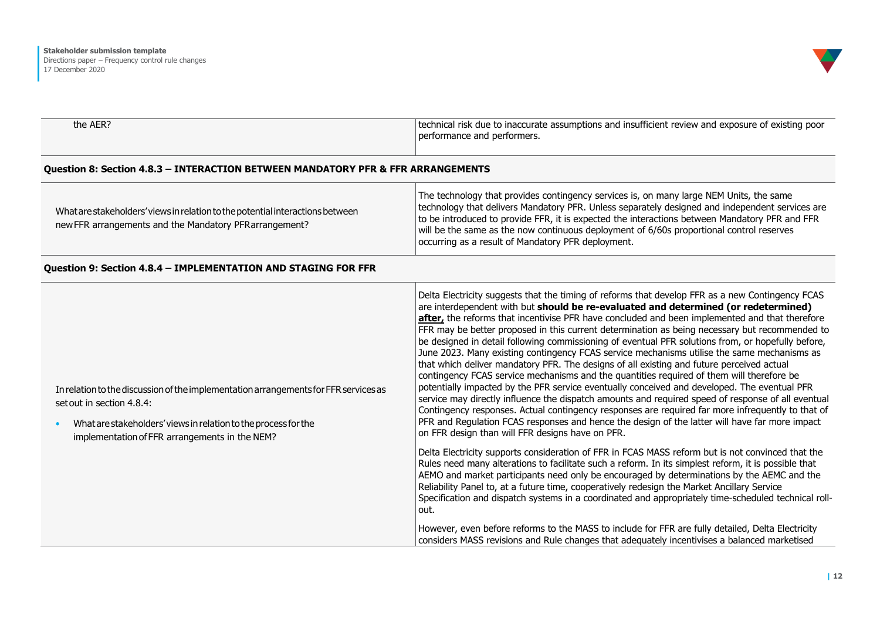| | |
|---|---|
| the AER? | technical risk due to inaccurate assumptions and insufficient review and exposure of existing poor performance and performers. |

**Question 8: Section 4.8.3 – INTERACTION BETWEEN MANDATORY PFR & FFR ARRANGEMENTS**

| | |
|---|---|
| What are stakeholders' views in relation to the potential interactions between new FFR arrangements and the Mandatory PFR arrangement? | The technology that provides contingency services is, on many large NEM Units, the same technology that delivers Mandatory PFR. Unless separately designed and independent services are to be introduced to provide FFR, it is expected the interactions between Mandatory PFR and FFR will be the same as the now continuous deployment of 6/60s proportional control reserves occurring as a result of Mandatory PFR deployment. |

**Question 9: Section 4.8.4 – IMPLEMENTATION AND STAGING FOR FFR**

| | |
|---|---|
| In relation to the discussion of the implementation arrangements for FFR services as set out in section 4.8.4:<br>• What are stakeholders' views in relation to the process for the implementation of FFR arrangements in the NEM? | Delta Electricity suggests that the timing of reforms that develop FFR as a new Contingency FCAS are interdependent with but **should be re-evaluated and determined (or redetermined) <u>after,</u>** the reforms that incentivise PFR have concluded and been implemented and that therefore FFR may be better proposed in this current determination as being necessary but recommended to be designed in detail following commissioning of eventual PFR solutions from, or hopefully before, June 2023. Many existing contingency FCAS service mechanisms utilise the same mechanisms as that which deliver mandatory PFR. The designs of all existing and future perceived actual contingency FCAS service mechanisms and the quantities required of them will therefore be potentially impacted by the PFR service eventually conceived and developed. The eventual PFR service may directly influence the dispatch amounts and required speed of response of all eventual Contingency responses. Actual contingency responses are required far more infrequently to that of PFR and Regulation FCAS responses and hence the design of the latter will have far more impact on FFR design than will FFR designs have on PFR.<br><br>Delta Electricity supports consideration of FFR in FCAS MASS reform but is not convinced that the Rules need many alterations to facilitate such a reform. In its simplest reform, it is possible that AEMO and market participants need only be encouraged by determinations by the AEMC and the Reliability Panel to, at a future time, cooperatively redesign the Market Ancillary Service Specification and dispatch systems in a coordinated and appropriately time-scheduled technical roll-out.<br><br>However, even before reforms to the MASS to include for FFR are fully detailed, Delta Electricity considers MASS revisions and Rule changes that adequately incentivises a balanced marketised |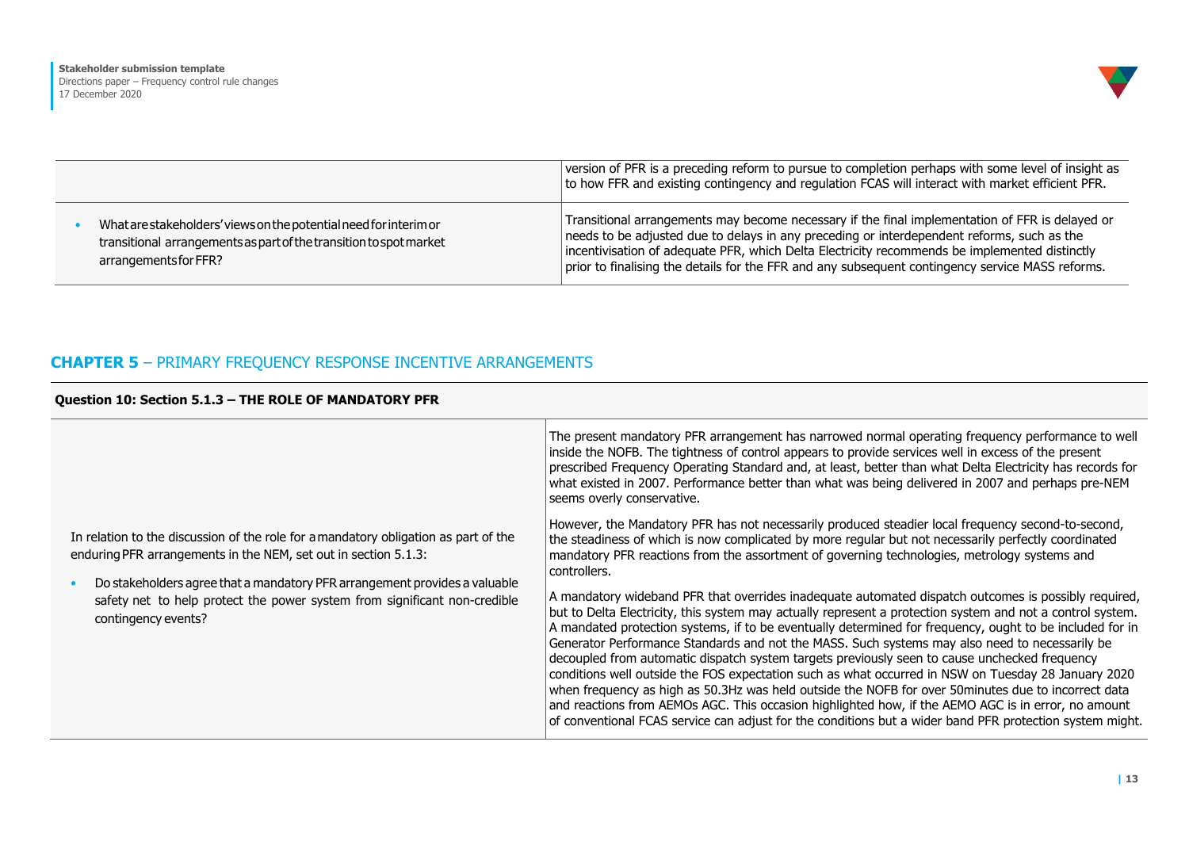| | |
|---|---|
| | version of PFR is a preceding reform to pursue to completion perhaps with some level of insight as to how FFR and existing contingency and regulation FCAS will interact with market efficient PFR. |
| • What are stakeholders' views on the potential need for interim or transitional arrangements as part of the transition to spot market arrangements for FFR? | Transitional arrangements may become necessary if the final implementation of FFR is delayed or needs to be adjusted due to delays in any preceding or interdependent reforms, such as the incentivisation of adequate PFR, which Delta Electricity recommends be implemented distinctly prior to finalising the details for the FFR and any subsequent contingency service MASS reforms. |

## CHAPTER 5 – PRIMARY FREQUENCY RESPONSE INCENTIVE ARRANGEMENTS

| Question 10: Section 5.1.3 – THE ROLE OF MANDATORY PFR | |
|---|---|
| In relation to the discussion of the role for a mandatory obligation as part of the enduring PFR arrangements in the NEM, set out in section 5.1.3:<br><br>• Do stakeholders agree that a mandatory PFR arrangement provides a valuable safety net to help protect the power system from significant non-credible contingency events? | The present mandatory PFR arrangement has narrowed normal operating frequency performance to well inside the NOFB. The tightness of control appears to provide services well in excess of the present prescribed Frequency Operating Standard and, at least, better than what Delta Electricity has records for what existed in 2007. Performance better than what was being delivered in 2007 and perhaps pre-NEM seems overly conservative.<br><br>However, the Mandatory PFR has not necessarily produced steadier local frequency second-to-second, the steadiness of which is now complicated by more regular but not necessarily perfectly coordinated mandatory PFR reactions from the assortment of governing technologies, metrology systems and controllers.<br><br>A mandatory wideband PFR that overrides inadequate automated dispatch outcomes is possibly required, but to Delta Electricity, this system may actually represent a protection system and not a control system. A mandated protection systems, if to be eventually determined for frequency, ought to be included for in Generator Performance Standards and not the MASS. Such systems may also need to necessarily be decoupled from automatic dispatch system targets previously seen to cause unchecked frequency conditions well outside the FOS expectation such as what occurred in NSW on Tuesday 28 January 2020 when frequency as high as 50.3Hz was held outside the NOFB for over 50minutes due to incorrect data and reactions from AEMOs AGC. This occasion highlighted how, if the AEMO AGC is in error, no amount of conventional FCAS service can adjust for the conditions but a wider band PFR protection system might. |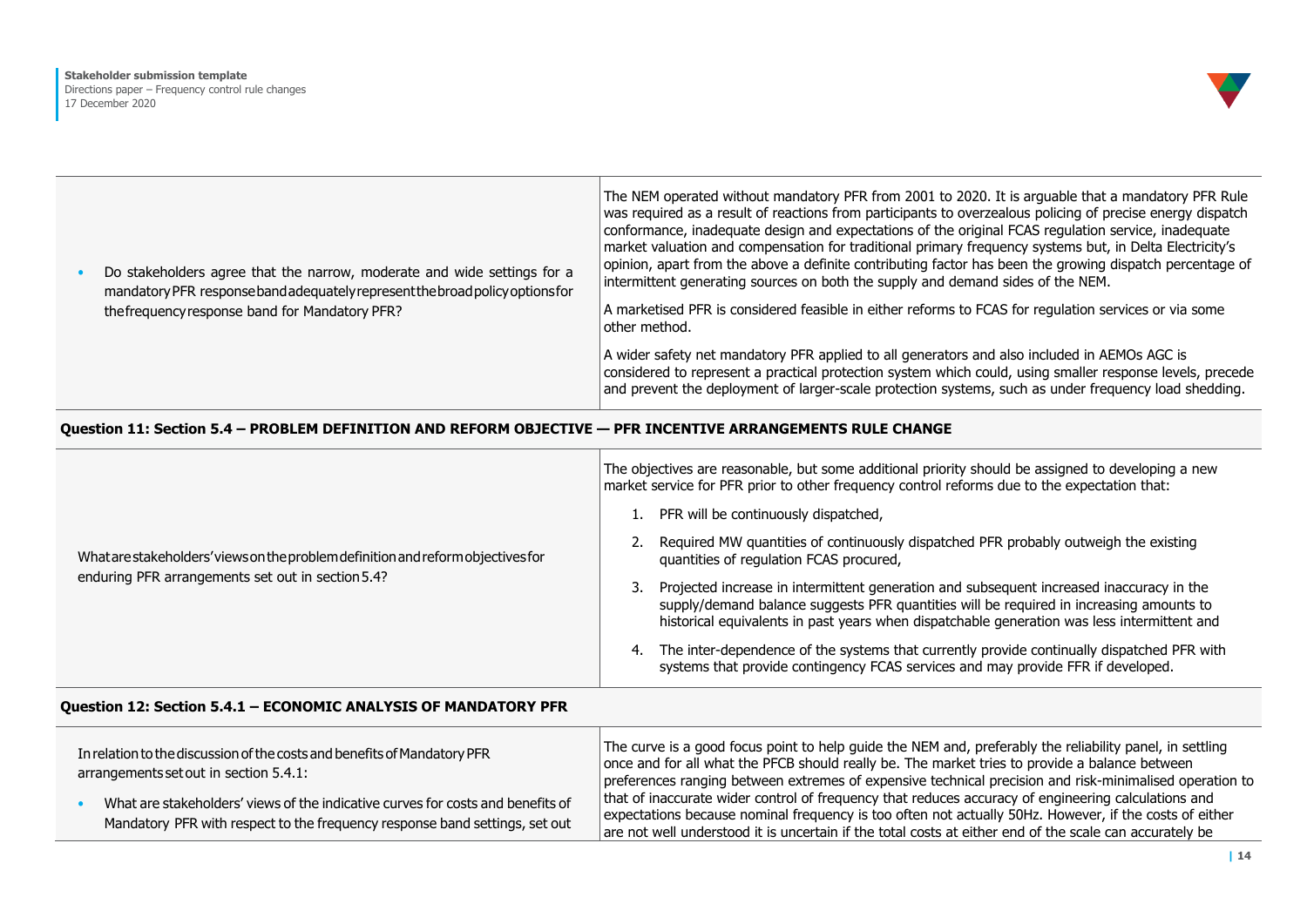| | |
|---|---|
| • Do stakeholders agree that the narrow, moderate and wide settings for a mandatory PFR response band adequately represent the broad policy options for the frequency response band for Mandatory PFR? | The NEM operated without mandatory PFR from 2001 to 2020. It is arguable that a mandatory PFR Rule was required as a result of reactions from participants to overzealous policing of precise energy dispatch conformance, inadequate design and expectations of the original FCAS regulation service, inadequate market valuation and compensation for traditional primary frequency systems but, in Delta Electricity's opinion, apart from the above a definite contributing factor has been the growing dispatch percentage of intermittent generating sources on both the supply and demand sides of the NEM.<br><br>A marketised PFR is considered feasible in either reforms to FCAS for regulation services or via some other method.<br><br>A wider safety net mandatory PFR applied to all generators and also included in AEMOs AGC is considered to represent a practical protection system which could, using smaller response levels, precede and prevent the deployment of larger-scale protection systems, such as under frequency load shedding. |

**Question 11: Section 5.4 – PROBLEM DEFINITION AND REFORM OBJECTIVE — PFR INCENTIVE ARRANGEMENTS RULE CHANGE**

| | |
|---|---|
| What are stakeholders' views on the problem definition and reform objectives for enduring PFR arrangements set out in section 5.4? | The objectives are reasonable, but some additional priority should be assigned to developing a new market service for PFR prior to other frequency control reforms due to the expectation that:<br><br>1. PFR will be continuously dispatched,<br>2. Required MW quantities of continuously dispatched PFR probably outweigh the existing quantities of regulation FCAS procured,<br>3. Projected increase in intermittent generation and subsequent increased inaccuracy in the supply/demand balance suggests PFR quantities will be required in increasing amounts to historical equivalents in past years when dispatchable generation was less intermittent and<br>4. The inter-dependence of the systems that currently provide continually dispatched PFR with systems that provide contingency FCAS services and may provide FFR if developed. |

**Question 12: Section 5.4.1 – ECONOMIC ANALYSIS OF MANDATORY PFR**

| | |
|---|---|
| In relation to the discussion of the costs and benefits of Mandatory PFR arrangements set out in section 5.4.1:<br><br>• What are stakeholders' views of the indicative curves for costs and benefits of Mandatory PFR with respect to the frequency response band settings, set out | The curve is a good focus point to help guide the NEM and, preferably the reliability panel, in settling once and for all what the PFCB should really be. The market tries to provide a balance between preferences ranging between extremes of expensive technical precision and risk-minimalised operation to that of inaccurate wider control of frequency that reduces accuracy of engineering calculations and expectations because nominal frequency is too often not actually 50Hz. However, if the costs of either are not well understood it is uncertain if the total costs at either end of the scale can accurately be |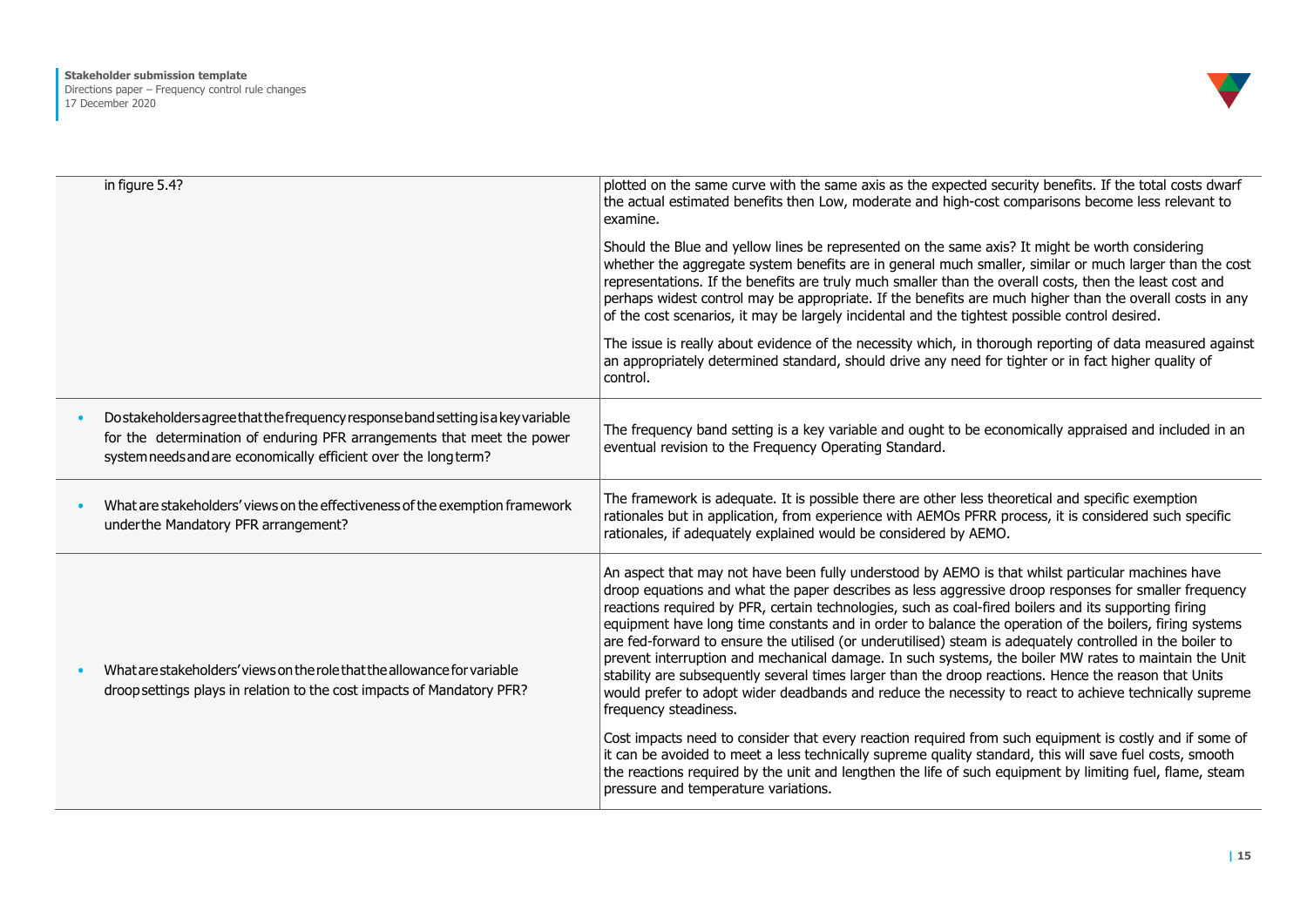| | |
|---|---|
| in figure 5.4? | plotted on the same curve with the same axis as the expected security benefits. If the total costs dwarf the actual estimated benefits then Low, moderate and high-cost comparisons become less relevant to examine.<br><br>Should the Blue and yellow lines be represented on the same axis? It might be worth considering whether the aggregate system benefits are in general much smaller, similar or much larger than the cost representations. If the benefits are truly much smaller than the overall costs, then the least cost and perhaps widest control may be appropriate. If the benefits are much higher than the overall costs in any of the cost scenarios, it may be largely incidental and the tightest possible control desired.<br><br>The issue is really about evidence of the necessity which, in thorough reporting of data measured against an appropriately determined standard, should drive any need for tighter or in fact higher quality of control. |
| • Do stakeholders agree that the frequency response band setting is a key variable for the determination of enduring PFR arrangements that meet the power system needs and are economically efficient over the long term? | The frequency band setting is a key variable and ought to be economically appraised and included in an eventual revision to the Frequency Operating Standard. |
| • What are stakeholders' views on the effectiveness of the exemption framework under the Mandatory PFR arrangement? | The framework is adequate. It is possible there are other less theoretical and specific exemption rationales but in application, from experience with AEMOs PFRR process, it is considered such specific rationales, if adequately explained would be considered by AEMO. |
| • What are stakeholders' views on the role that the allowance for variable droop settings plays in relation to the cost impacts of Mandatory PFR? | An aspect that may not have been fully understood by AEMO is that whilst particular machines have droop equations and what the paper describes as less aggressive droop responses for smaller frequency reactions required by PFR, certain technologies, such as coal-fired boilers and its supporting firing equipment have long time constants and in order to balance the operation of the boilers, firing systems are fed-forward to ensure the utilised (or underutilised) steam is adequately controlled in the boiler to prevent interruption and mechanical damage. In such systems, the boiler MW rates to maintain the Unit stability are subsequently several times larger than the droop reactions. Hence the reason that Units would prefer to adopt wider deadbands and reduce the necessity to react to achieve technically supreme frequency steadiness.<br><br>Cost impacts need to consider that every reaction required from such equipment is costly and if some of it can be avoided to meet a less technically supreme quality standard, this will save fuel costs, smooth the reactions required by the unit and lengthen the life of such equipment by limiting fuel, flame, steam pressure and temperature variations. |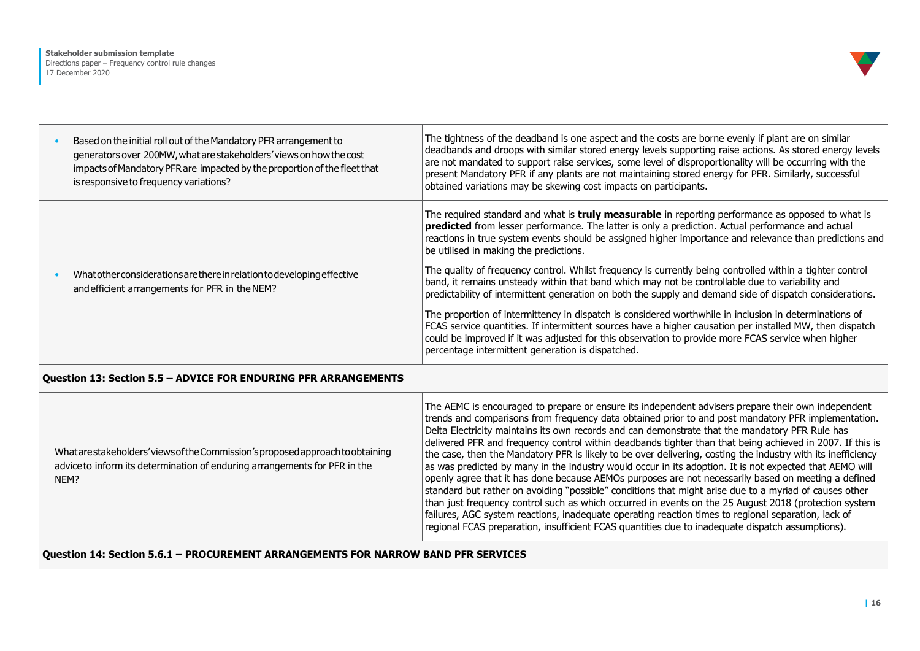| | |
|---|---|
| • Based on the initial roll out of the Mandatory PFR arrangement to generators over 200MW, what are stakeholders' views on how the cost impacts of Mandatory PFR are impacted by the proportion of the fleet that is responsive to frequency variations? | The tightness of the deadband is one aspect and the costs are borne evenly if plant are on similar deadbands and droops with similar stored energy levels supporting raise actions. As stored energy levels are not mandated to support raise services, some level of disproportionality will be occurring with the present Mandatory PFR if any plants are not maintaining stored energy for PFR. Similarly, successful obtained variations may be skewing cost impacts on participants. |
| • What other considerations are there in relation to developing effective and efficient arrangements for PFR in the NEM? | The required standard and what is **truly measurable** in reporting performance as opposed to what is **predicted** from lesser performance. The latter is only a prediction. Actual performance and actual reactions in true system events should be assigned higher importance and relevance than predictions and be utilised in making the predictions.<br><br>The quality of frequency control. Whilst frequency is currently being controlled within a tighter control band, it remains unsteady within that band which may not be controllable due to variability and predictability of intermittent generation on both the supply and demand side of dispatch considerations.<br><br>The proportion of intermittency in dispatch is considered worthwhile in inclusion in determinations of FCAS service quantities. If intermittent sources have a higher causation per installed MW, then dispatch could be improved if it was adjusted for this observation to provide more FCAS service when higher percentage intermittent generation is dispatched. |

**Question 13: Section 5.5 – ADVICE FOR ENDURING PFR ARRANGEMENTS**

| | |
|---|---|
| What are stakeholders' views of the Commission's proposed approach to obtaining advice to inform its determination of enduring arrangements for PFR in the NEM? | The AEMC is encouraged to prepare or ensure its independent advisers prepare their own independent trends and comparisons from frequency data obtained prior to and post mandatory PFR implementation. Delta Electricity maintains its own records and can demonstrate that the mandatory PFR Rule has delivered PFR and frequency control within deadbands tighter than that being achieved in 2007. If this is the case, then the Mandatory PFR is likely to be over delivering, costing the industry with its inefficiency as was predicted by many in the industry would occur in its adoption. It is not expected that AEMO will openly agree that it has done because AEMOs purposes are not necessarily based on meeting a defined standard but rather on avoiding "possible" conditions that might arise due to a myriad of causes other than just frequency control such as which occurred in events on the 25 August 2018 (protection system failures, AGC system reactions, inadequate operating reaction times to regional separation, lack of regional FCAS preparation, insufficient FCAS quantities due to inadequate dispatch assumptions). |

**Question 14: Section 5.6.1 – PROCUREMENT ARRANGEMENTS FOR NARROW BAND PFR SERVICES**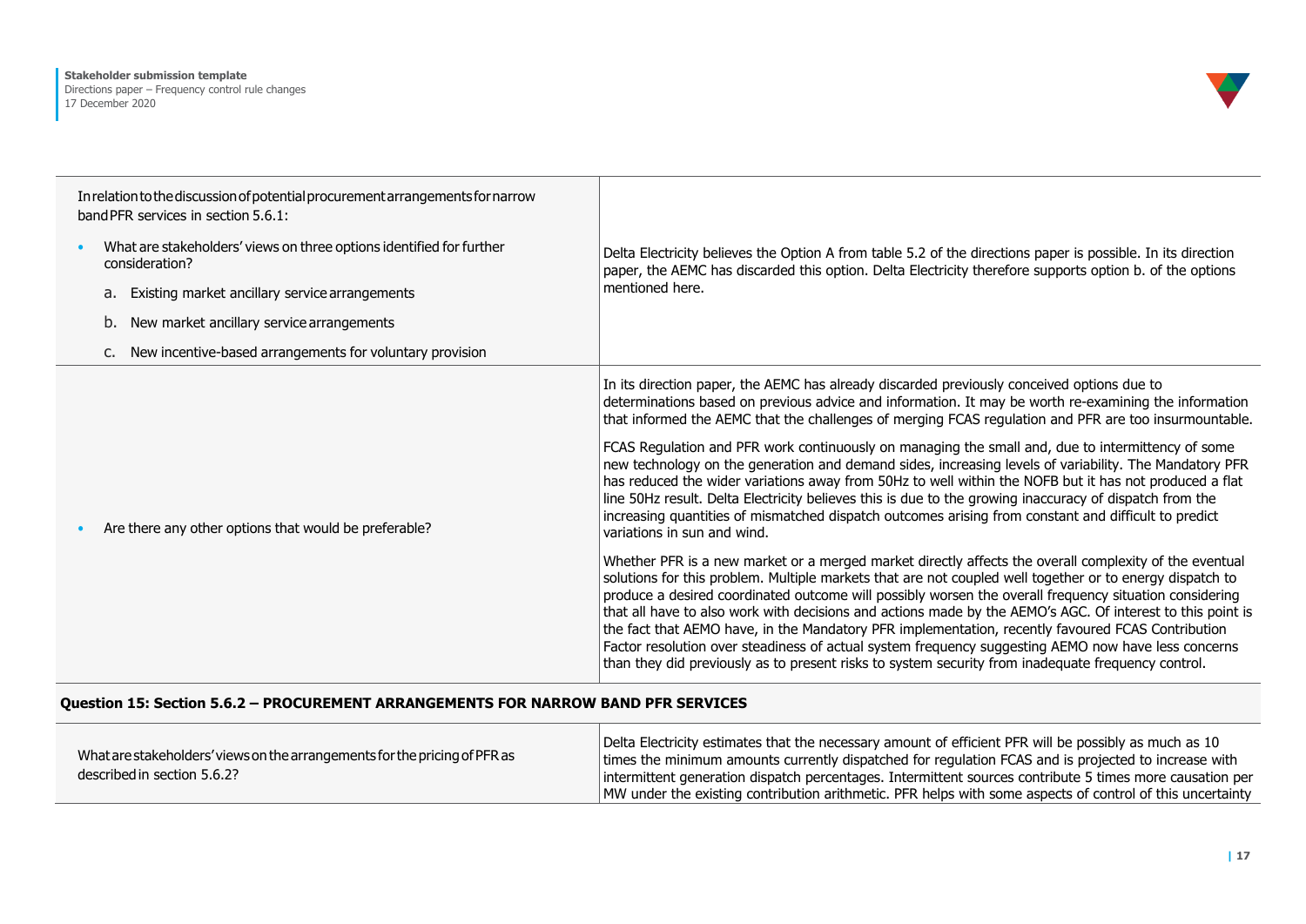| | |
|---|---|
| In relation to the discussion of potential procurement arrangements for narrow band PFR services in section 5.6.1:<br><br>• What are stakeholders' views on three options identified for further consideration?<br>a. Existing market ancillary service arrangements<br>b. New market ancillary service arrangements<br>c. New incentive-based arrangements for voluntary provision | Delta Electricity believes the Option A from table 5.2 of the directions paper is possible. In its direction paper, the AEMC has discarded this option. Delta Electricity therefore supports option b. of the options mentioned here. |
| • Are there any other options that would be preferable? | In its direction paper, the AEMC has already discarded previously conceived options due to determinations based on previous advice and information. It may be worth re-examining the information that informed the AEMC that the challenges of merging FCAS regulation and PFR are too insurmountable.<br><br>FCAS Regulation and PFR work continuously on managing the small and, due to intermittency of some new technology on the generation and demand sides, increasing levels of variability. The Mandatory PFR has reduced the wider variations away from 50Hz to well within the NOFB but it has not produced a flat line 50Hz result. Delta Electricity believes this is due to the growing inaccuracy of dispatch from the increasing quantities of mismatched dispatch outcomes arising from constant and difficult to predict variations in sun and wind.<br><br>Whether PFR is a new market or a merged market directly affects the overall complexity of the eventual solutions for this problem. Multiple markets that are not coupled well together or to energy dispatch to produce a desired coordinated outcome will possibly worsen the overall frequency situation considering that all have to also work with decisions and actions made by the AEMO's AGC. Of interest to this point is the fact that AEMO have, in the Mandatory PFR implementation, recently favoured FCAS Contribution Factor resolution over steadiness of actual system frequency suggesting AEMO now have less concerns than they did previously as to present risks to system security from inadequate frequency control. |

**Question 15: Section 5.6.2 – PROCUREMENT ARRANGEMENTS FOR NARROW BAND PFR SERVICES**

| | |
|---|---|
| What are stakeholders' views on the arrangements for the pricing of PFR as described in section 5.6.2? | Delta Electricity estimates that the necessary amount of efficient PFR will be possibly as much as 10 times the minimum amounts currently dispatched for regulation FCAS and is projected to increase with intermittent generation dispatch percentages. Intermittent sources contribute 5 times more causation per MW under the existing contribution arithmetic. PFR helps with some aspects of control of this uncertainty |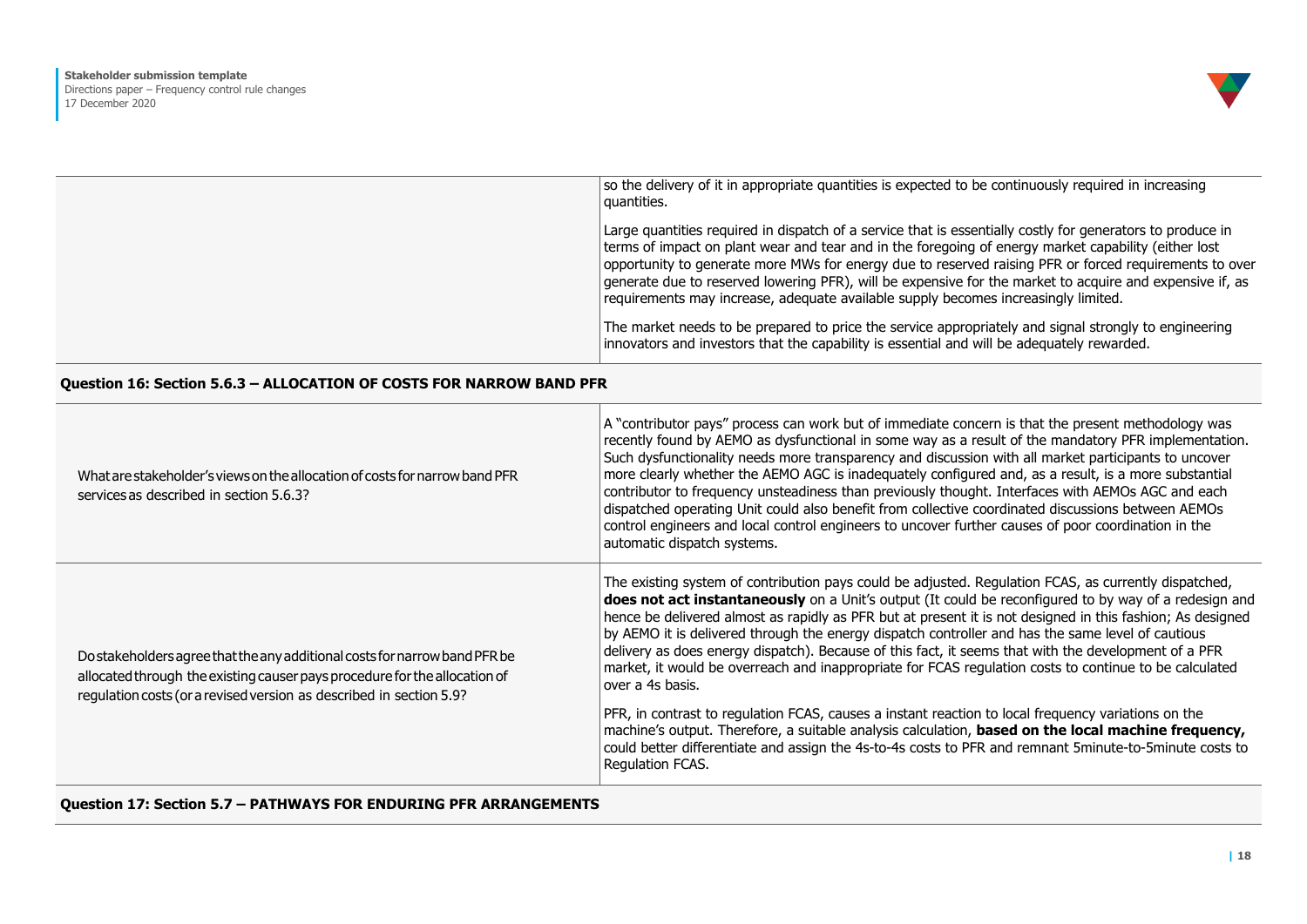| | |
|---|---|
| | so the delivery of it in appropriate quantities is expected to be continuously required in increasing quantities.<br><br>Large quantities required in dispatch of a service that is essentially costly for generators to produce in terms of impact on plant wear and tear and in the foregoing of energy market capability (either lost opportunity to generate more MWs for energy due to reserved raising PFR or forced requirements to over generate due to reserved lowering PFR), will be expensive for the market to acquire and expensive if, as requirements may increase, adequate available supply becomes increasingly limited.<br><br>The market needs to be prepared to price the service appropriately and signal strongly to engineering innovators and investors that the capability is essential and will be adequately rewarded. |

**Question 16: Section 5.6.3 – ALLOCATION OF COSTS FOR NARROW BAND PFR**

| | |
|---|---|
| What are stakeholder's views on the allocation of costs for narrow band PFR services as described in section 5.6.3? | A "contributor pays" process can work but of immediate concern is that the present methodology was recently found by AEMO as dysfunctional in some way as a result of the mandatory PFR implementation. Such dysfunctionality needs more transparency and discussion with all market participants to uncover more clearly whether the AEMO AGC is inadequately configured and, as a result, is a more substantial contributor to frequency unsteadiness than previously thought. Interfaces with AEMOs AGC and each dispatched operating Unit could also benefit from collective coordinated discussions between AEMOs control engineers and local control engineers to uncover further causes of poor coordination in the automatic dispatch systems. |
| Do stakeholders agree that the any additional costs for narrow band PFR be allocated through the existing causer pays procedure for the allocation of regulation costs (or a revised version as described in section 5.9? | The existing system of contribution pays could be adjusted. Regulation FCAS, as currently dispatched, **does not act instantaneously** on a Unit's output (It could be reconfigured to by way of a redesign and hence be delivered almost as rapidly as PFR but at present it is not designed in this fashion; As designed by AEMO it is delivered through the energy dispatch controller and has the same level of cautious delivery as does energy dispatch). Because of this fact, it seems that with the development of a PFR market, it would be overreach and inappropriate for FCAS regulation costs to continue to be calculated over a 4s basis.<br><br>PFR, in contrast to regulation FCAS, causes a instant reaction to local frequency variations on the machine's output. Therefore, a suitable analysis calculation, **based on the local machine frequency,** could better differentiate and assign the 4s-to-4s costs to PFR and remnant 5minute-to-5minute costs to Regulation FCAS. |

**Question 17: Section 5.7 – PATHWAYS FOR ENDURING PFR ARRANGEMENTS**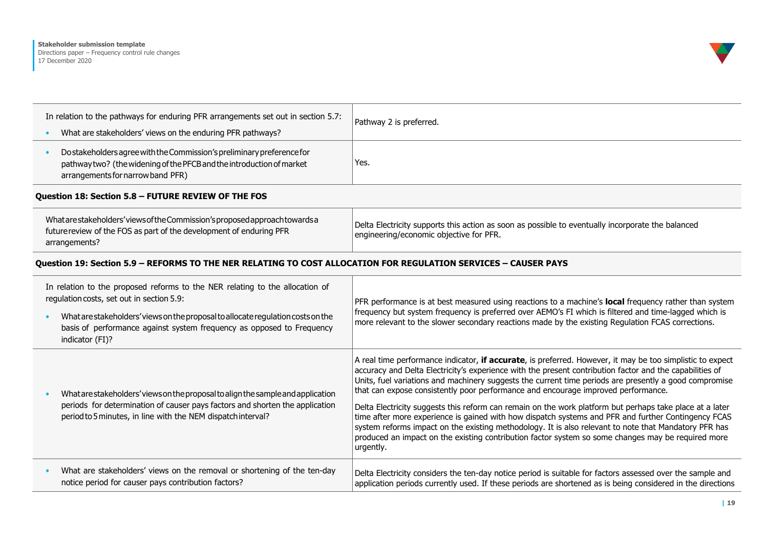| | |
|---|---|
| In relation to the pathways for enduring PFR arrangements set out in section 5.7:<br>• What are stakeholders' views on the enduring PFR pathways? | Pathway 2 is preferred. |
| • Do stakeholders agree with the Commission's preliminary preference for pathway two? (the widening of the PFCB and the introduction of market arrangements for narrow band PFR) | Yes. |

**Question 18: Section 5.8 – FUTURE REVIEW OF THE FOS**

| | |
|---|---|
| What are stakeholders' views of the Commission's proposed approach towards a future review of the FOS as part of the development of enduring PFR arrangements? | Delta Electricity supports this action as soon as possible to eventually incorporate the balanced engineering/economic objective for PFR. |

**Question 19: Section 5.9 – REFORMS TO THE NER RELATING TO COST ALLOCATION FOR REGULATION SERVICES – CAUSER PAYS**

| | |
|---|---|
| In relation to the proposed reforms to the NER relating to the allocation of regulation costs, set out in section 5.9:<br>• What are stakeholders' views on the proposal to allocate regulation costs on the basis of performance against system frequency as opposed to Frequency indicator (FI)? | PFR performance is at best measured using reactions to a machine's **local** frequency rather than system frequency but system frequency is preferred over AEMO's FI which is filtered and time-lagged which is more relevant to the slower secondary reactions made by the existing Regulation FCAS corrections. |
| • What are stakeholders' views on the proposal to align the sample and application periods for determination of causer pays factors and shorten the application period to 5 minutes, in line with the NEM dispatch interval? | A real time performance indicator, **if accurate**, is preferred. However, it may be too simplistic to expect accuracy and Delta Electricity's experience with the present contribution factor and the capabilities of Units, fuel variations and machinery suggests the current time periods are presently a good compromise that can expose consistently poor performance and encourage improved performance.<br><br>Delta Electricity suggests this reform can remain on the work platform but perhaps take place at a later time after more experience is gained with how dispatch systems and PFR and further Contingency FCAS system reforms impact on the existing methodology. It is also relevant to note that Mandatory PFR has produced an impact on the existing contribution factor system so some changes may be required more urgently. |
| • What are stakeholders' views on the removal or shortening of the ten-day notice period for causer pays contribution factors? | Delta Electricity considers the ten-day notice period is suitable for factors assessed over the sample and application periods currently used. If these periods are shortened as is being considered in the directions |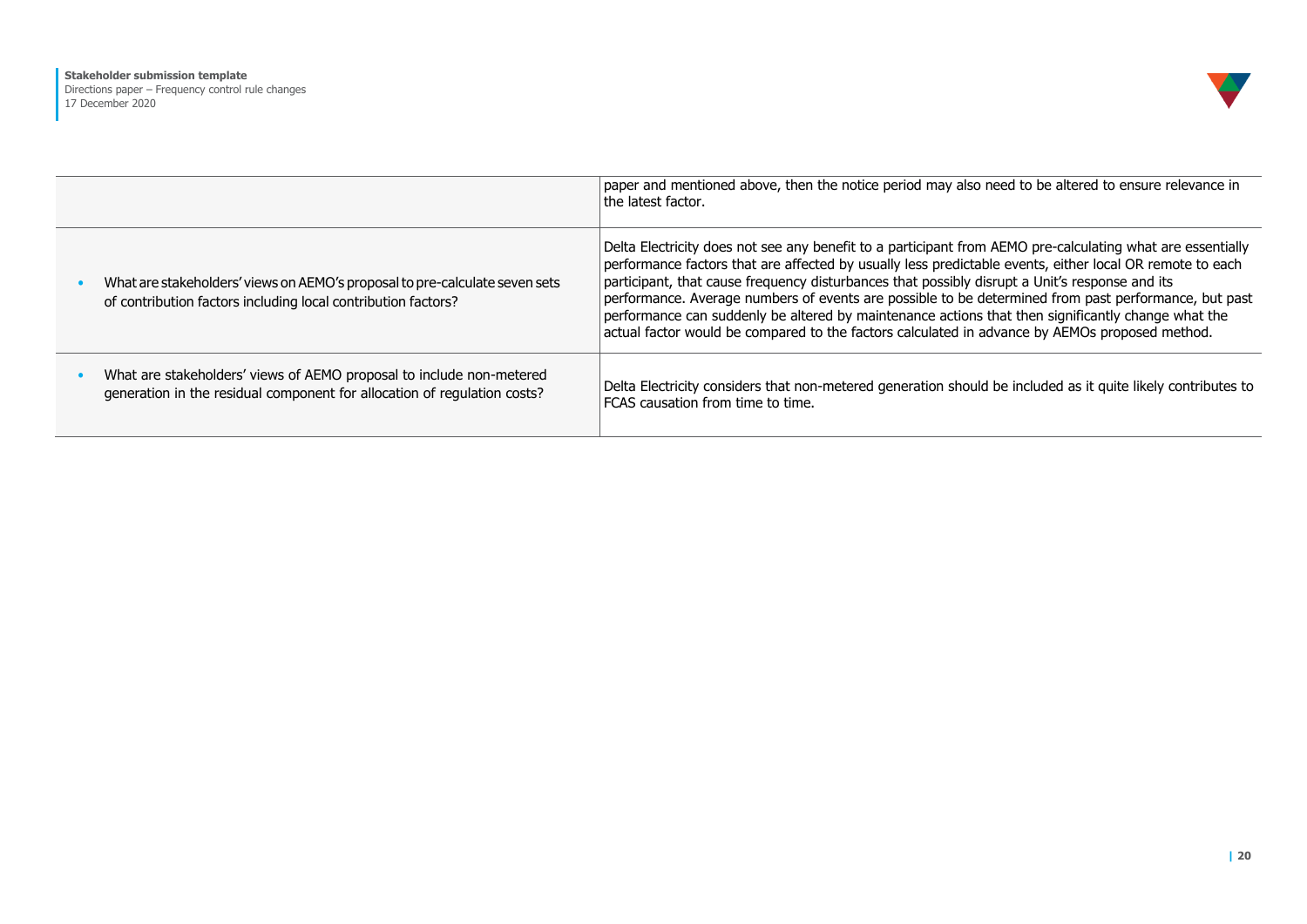| | |
|---|---|
| | paper and mentioned above, then the notice period may also need to be altered to ensure relevance in the latest factor. |
| • What are stakeholders' views on AEMO's proposal to pre-calculate seven sets of contribution factors including local contribution factors? | Delta Electricity does not see any benefit to a participant from AEMO pre-calculating what are essentially performance factors that are affected by usually less predictable events, either local OR remote to each participant, that cause frequency disturbances that possibly disrupt a Unit's response and its performance. Average numbers of events are possible to be determined from past performance, but past performance can suddenly be altered by maintenance actions that then significantly change what the actual factor would be compared to the factors calculated in advance by AEMOs proposed method. |
| • What are stakeholders' views of AEMO proposal to include non-metered generation in the residual component for allocation of regulation costs? | Delta Electricity considers that non-metered generation should be included as it quite likely contributes to FCAS causation from time to time. |